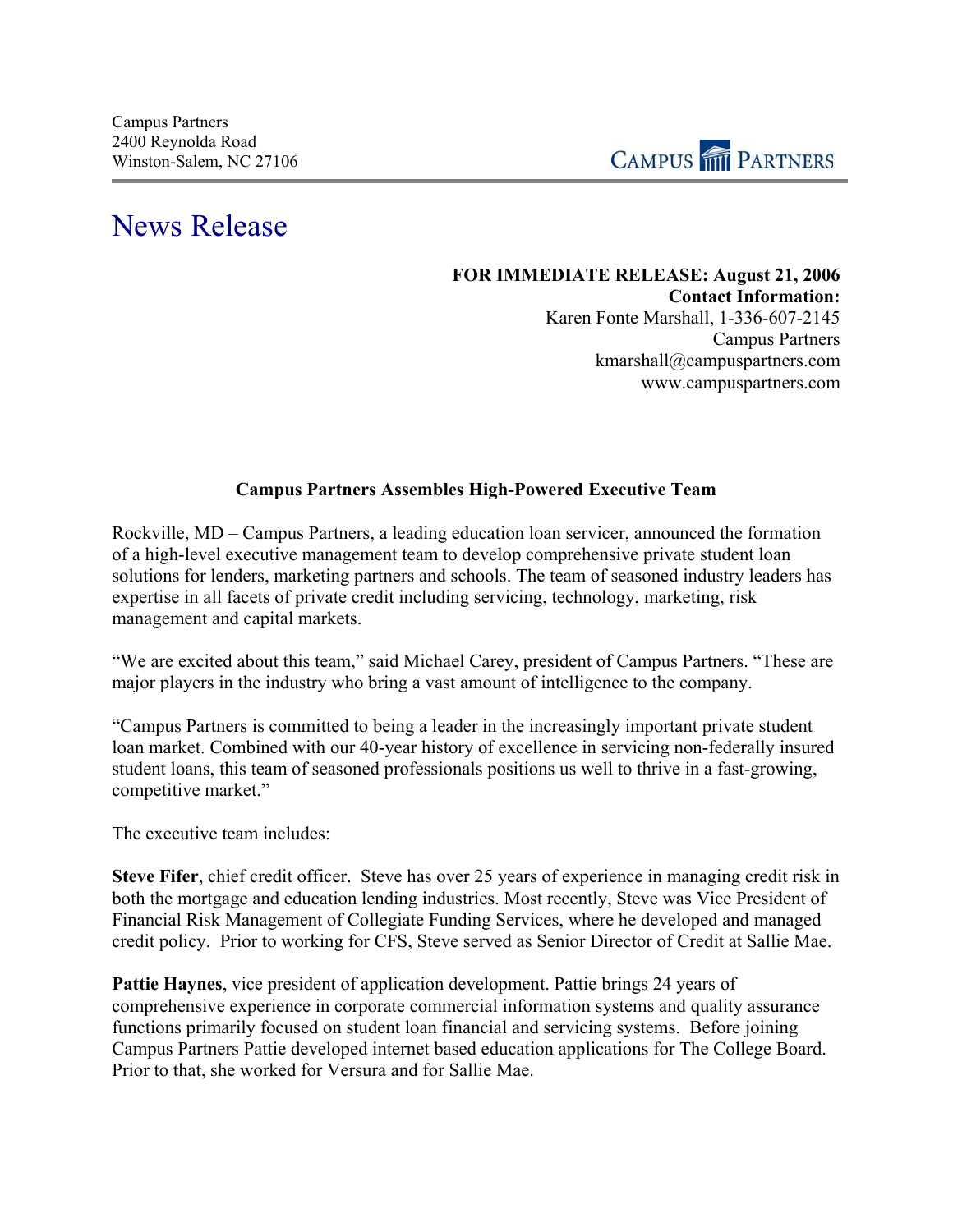Campus Partners
2400 Reynolda Road
Winston-Salem, NC 27106

CAMPUS PARTNERS

# News Release

**FOR IMMEDIATE RELEASE: August 21, 2006**
**Contact Information:**
Karen Fonte Marshall, 1-336-607-2145
Campus Partners
kmarshall@campuspartners.com
www.campuspartners.com

## Campus Partners Assembles High-Powered Executive Team

Rockville, MD – Campus Partners, a leading education loan servicer, announced the formation of a high-level executive management team to develop comprehensive private student loan solutions for lenders, marketing partners and schools. The team of seasoned industry leaders has expertise in all facets of private credit including servicing, technology, marketing, risk management and capital markets.

"We are excited about this team," said Michael Carey, president of Campus Partners. "These are major players in the industry who bring a vast amount of intelligence to the company.

"Campus Partners is committed to being a leader in the increasingly important private student loan market. Combined with our 40-year history of excellence in servicing non-federally insured student loans, this team of seasoned professionals positions us well to thrive in a fast-growing, competitive market."

The executive team includes:

**Steve Fifer**, chief credit officer. Steve has over 25 years of experience in managing credit risk in both the mortgage and education lending industries. Most recently, Steve was Vice President of Financial Risk Management of Collegiate Funding Services, where he developed and managed credit policy. Prior to working for CFS, Steve served as Senior Director of Credit at Sallie Mae.

**Pattie Haynes**, vice president of application development. Pattie brings 24 years of comprehensive experience in corporate commercial information systems and quality assurance functions primarily focused on student loan financial and servicing systems. Before joining Campus Partners Pattie developed internet based education applications for The College Board. Prior to that, she worked for Versura and for Sallie Mae.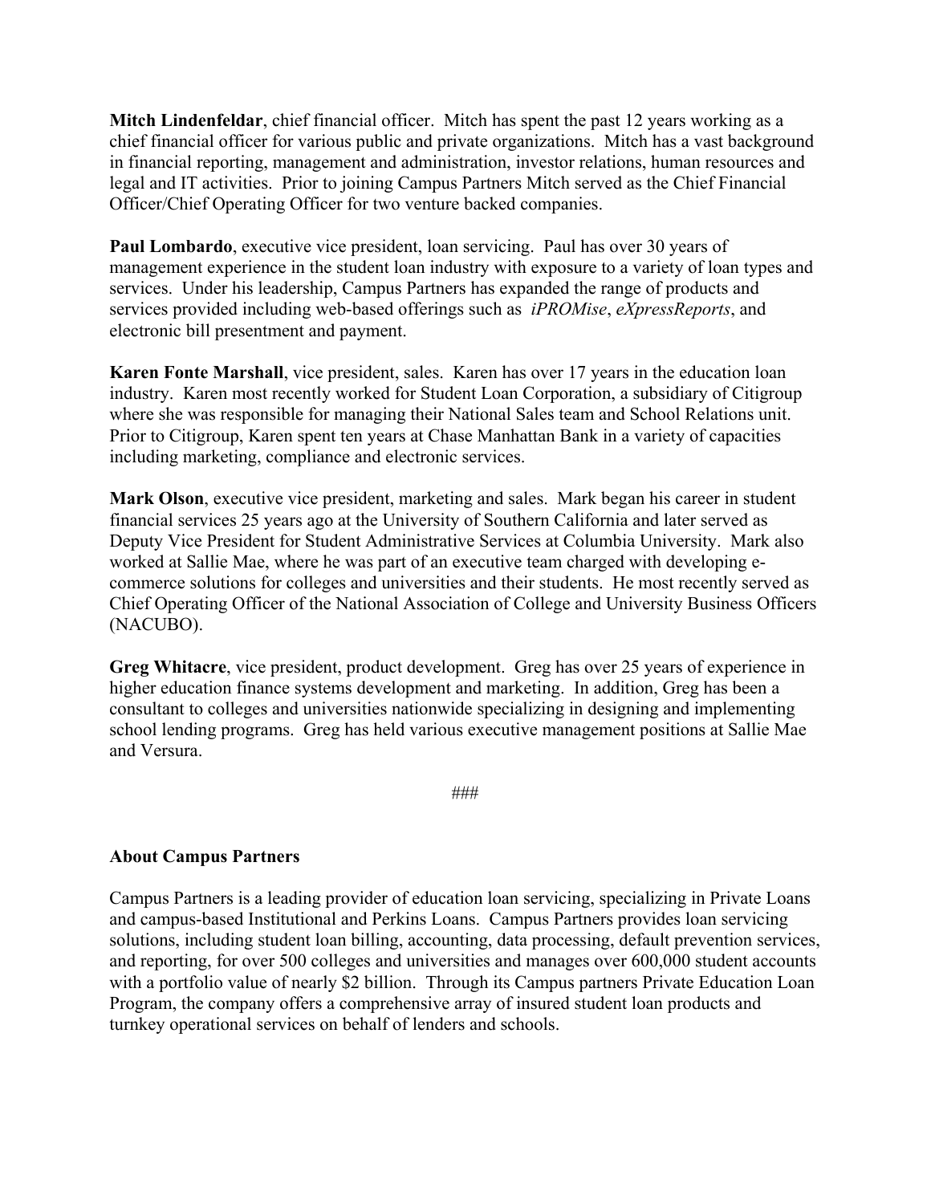**Mitch Lindenfeldar**, chief financial officer. Mitch has spent the past 12 years working as a chief financial officer for various public and private organizations. Mitch has a vast background in financial reporting, management and administration, investor relations, human resources and legal and IT activities. Prior to joining Campus Partners Mitch served as the Chief Financial Officer/Chief Operating Officer for two venture backed companies.

**Paul Lombardo**, executive vice president, loan servicing. Paul has over 30 years of management experience in the student loan industry with exposure to a variety of loan types and services. Under his leadership, Campus Partners has expanded the range of products and services provided including web-based offerings such as *iPROMise*, *eXpressReports*, and electronic bill presentment and payment.

**Karen Fonte Marshall**, vice president, sales. Karen has over 17 years in the education loan industry. Karen most recently worked for Student Loan Corporation, a subsidiary of Citigroup where she was responsible for managing their National Sales team and School Relations unit. Prior to Citigroup, Karen spent ten years at Chase Manhattan Bank in a variety of capacities including marketing, compliance and electronic services.

**Mark Olson**, executive vice president, marketing and sales. Mark began his career in student financial services 25 years ago at the University of Southern California and later served as Deputy Vice President for Student Administrative Services at Columbia University. Mark also worked at Sallie Mae, where he was part of an executive team charged with developing e-commerce solutions for colleges and universities and their students. He most recently served as Chief Operating Officer of the National Association of College and University Business Officers (NACUBO).

**Greg Whitacre**, vice president, product development. Greg has over 25 years of experience in higher education finance systems development and marketing. In addition, Greg has been a consultant to colleges and universities nationwide specializing in designing and implementing school lending programs. Greg has held various executive management positions at Sallie Mae and Versura.

###

**About Campus Partners**

Campus Partners is a leading provider of education loan servicing, specializing in Private Loans and campus-based Institutional and Perkins Loans. Campus Partners provides loan servicing solutions, including student loan billing, accounting, data processing, default prevention services, and reporting, for over 500 colleges and universities and manages over 600,000 student accounts with a portfolio value of nearly $2 billion. Through its Campus partners Private Education Loan Program, the company offers a comprehensive array of insured student loan products and turnkey operational services on behalf of lenders and schools.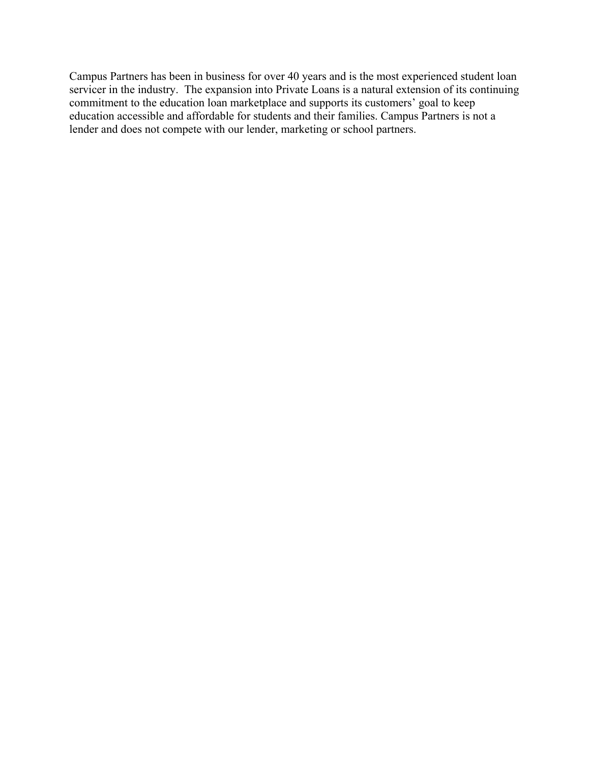Campus Partners has been in business for over 40 years and is the most experienced student loan servicer in the industry. The expansion into Private Loans is a natural extension of its continuing commitment to the education loan marketplace and supports its customers' goal to keep education accessible and affordable for students and their families. Campus Partners is not a lender and does not compete with our lender, marketing or school partners.